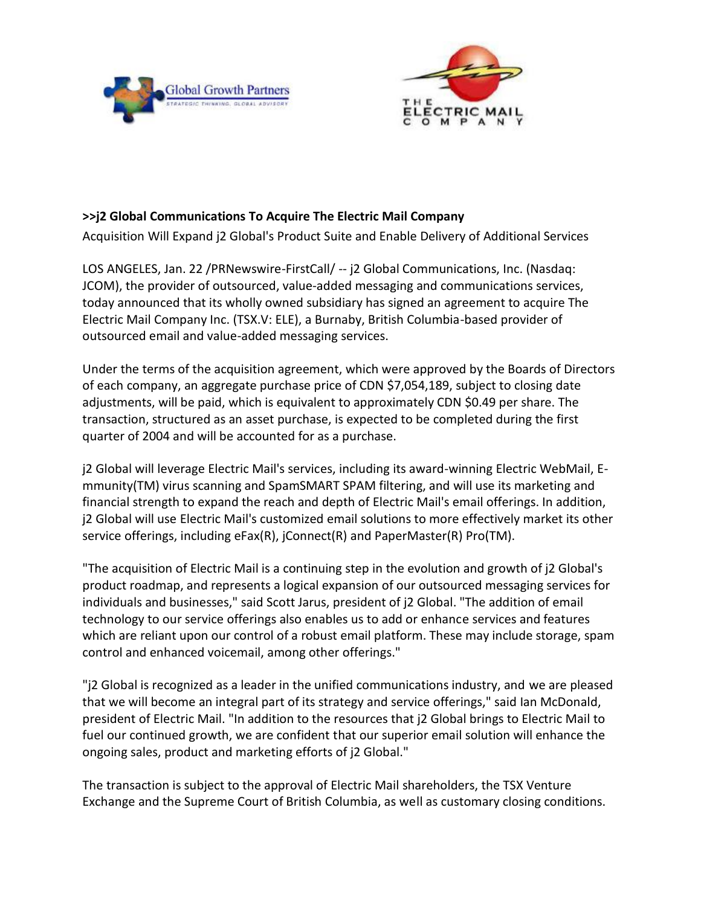**>>j2 Global Communications To Acquire The Electric Mail Company**

Acquisition Will Expand j2 Global's Product Suite and Enable Delivery of Additional Services

LOS ANGELES, Jan. 22 /PRNewswire-FirstCall/ -- j2 Global Communications, Inc. (Nasdaq: JCOM), the provider of outsourced, value-added messaging and communications services, today announced that its wholly owned subsidiary has signed an agreement to acquire The Electric Mail Company Inc. (TSX.V: ELE), a Burnaby, British Columbia-based provider of outsourced email and value-added messaging services.

Under the terms of the acquisition agreement, which were approved by the Boards of Directors of each company, an aggregate purchase price of CDN $7,054,189, subject to closing date adjustments, will be paid, which is equivalent to approximately CDN $0.49 per share. The transaction, structured as an asset purchase, is expected to be completed during the first quarter of 2004 and will be accounted for as a purchase.

j2 Global will leverage Electric Mail's services, including its award-winning Electric WebMail, E-mmunity(TM) virus scanning and SpamSMART SPAM filtering, and will use its marketing and financial strength to expand the reach and depth of Electric Mail's email offerings. In addition, j2 Global will use Electric Mail's customized email solutions to more effectively market its other service offerings, including eFax(R), jConnect(R) and PaperMaster(R) Pro(TM).

"The acquisition of Electric Mail is a continuing step in the evolution and growth of j2 Global's product roadmap, and represents a logical expansion of our outsourced messaging services for individuals and businesses," said Scott Jarus, president of j2 Global. "The addition of email technology to our service offerings also enables us to add or enhance services and features which are reliant upon our control of a robust email platform. These may include storage, spam control and enhanced voicemail, among other offerings."

"j2 Global is recognized as a leader in the unified communications industry, and we are pleased that we will become an integral part of its strategy and service offerings," said Ian McDonald, president of Electric Mail. "In addition to the resources that j2 Global brings to Electric Mail to fuel our continued growth, we are confident that our superior email solution will enhance the ongoing sales, product and marketing efforts of j2 Global."

The transaction is subject to the approval of Electric Mail shareholders, the TSX Venture Exchange and the Supreme Court of British Columbia, as well as customary closing conditions.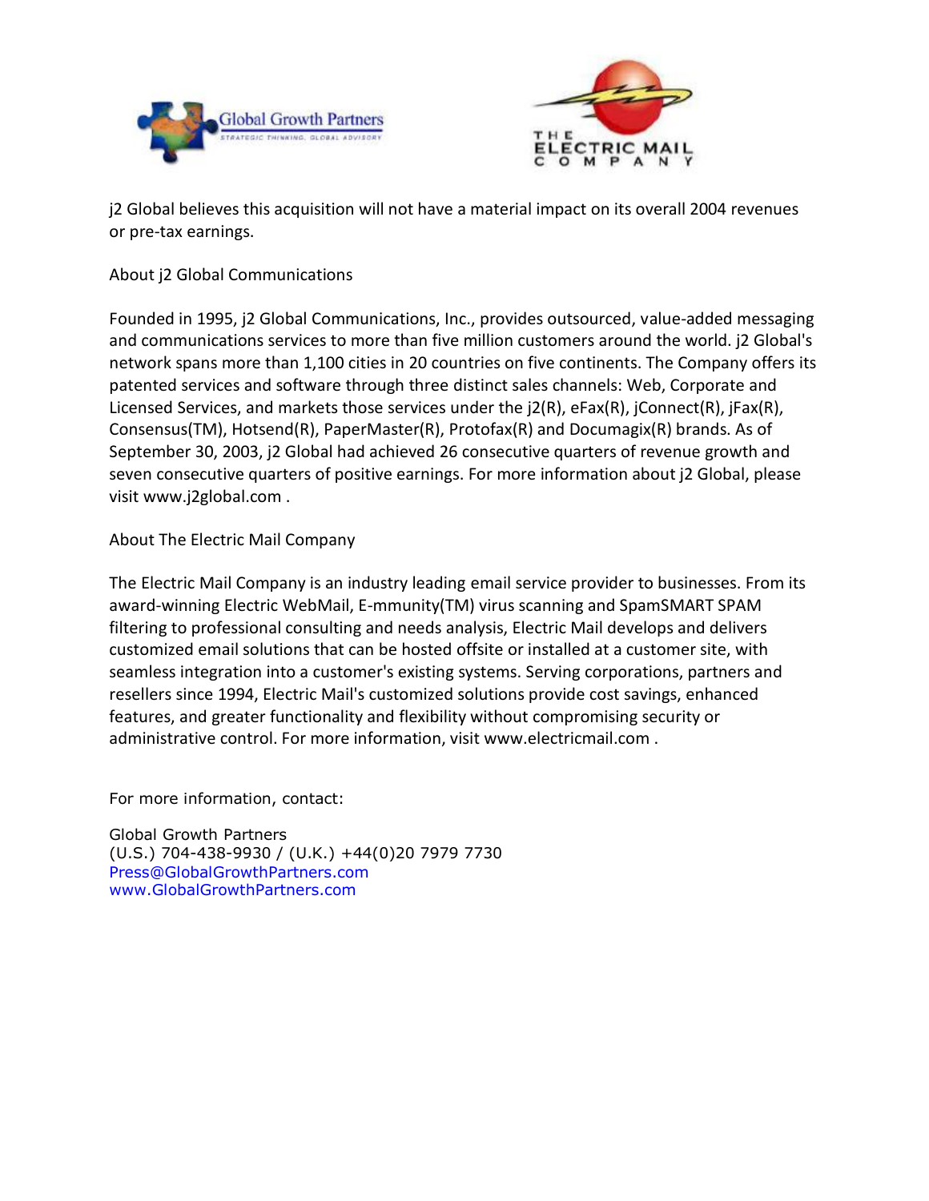j2 Global believes this acquisition will not have a material impact on its overall 2004 revenues or pre-tax earnings.

## About j2 Global Communications

Founded in 1995, j2 Global Communications, Inc., provides outsourced, value-added messaging and communications services to more than five million customers around the world. j2 Global's network spans more than 1,100 cities in 20 countries on five continents. The Company offers its patented services and software through three distinct sales channels: Web, Corporate and Licensed Services, and markets those services under the j2(R), eFax(R), jConnect(R), jFax(R), Consensus(TM), Hotsend(R), PaperMaster(R), Protofax(R) and Documagix(R) brands. As of September 30, 2003, j2 Global had achieved 26 consecutive quarters of revenue growth and seven consecutive quarters of positive earnings. For more information about j2 Global, please visit www.j2global.com .

## About The Electric Mail Company

The Electric Mail Company is an industry leading email service provider to businesses. From its award-winning Electric WebMail, E-mmunity(TM) virus scanning and SpamSMART SPAM filtering to professional consulting and needs analysis, Electric Mail develops and delivers customized email solutions that can be hosted offsite or installed at a customer site, with seamless integration into a customer's existing systems. Serving corporations, partners and resellers since 1994, Electric Mail's customized solutions provide cost savings, enhanced features, and greater functionality and flexibility without compromising security or administrative control. For more information, visit www.electricmail.com .

For more information, contact:

Global Growth Partners
(U.S.) 704-438-9930 / (U.K.) +44(0)20 7979 7730
Press@GlobalGrowthPartners.com
www.GlobalGrowthPartners.com